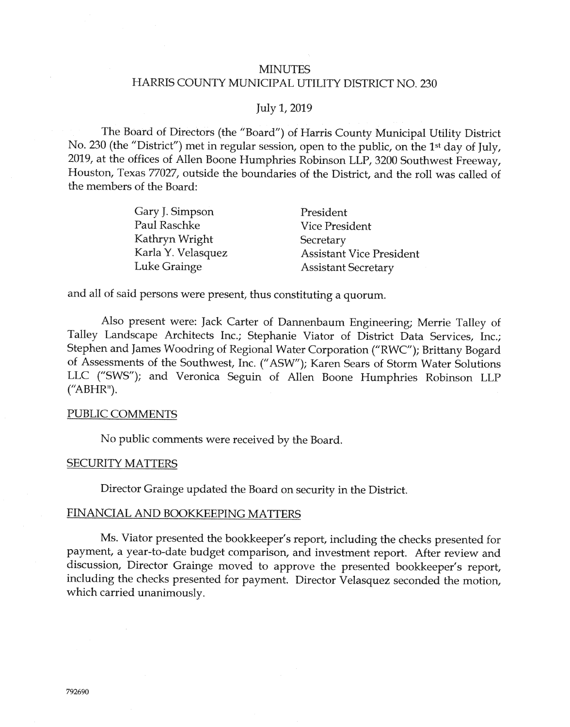# MINUTES
## HARRIS COUNTY MUNICIPAL UTILITY DISTRICT NO. 230

July 1, 2019

The Board of Directors (the "Board") of Harris County Municipal Utility District No. 230 (the "District") met in regular session, open to the public, on the 1st day of July, 2019, at the offices of Allen Boone Humphries Robinson LLP, 3200 Southwest Freeway, Houston, Texas 77027, outside the boundaries of the District, and the roll was called of the members of the Board:

| | |
|---|---|
| Gary J. Simpson | President |
| Paul Raschke | Vice President |
| Kathryn Wright | Secretary |
| Karla Y. Velasquez | Assistant Vice President |
| Luke Grainge | Assistant Secretary |

and all of said persons were present, thus constituting a quorum.

Also present were: Jack Carter of Dannenbaum Engineering; Merrie Talley of Talley Landscape Architects Inc.; Stephanie Viator of District Data Services, Inc.; Stephen and James Woodring of Regional Water Corporation ("RWC"); Brittany Bogard of Assessments of the Southwest, Inc. ("ASW"); Karen Sears of Storm Water Solutions LLC ("SWS"); and Veronica Seguin of Allen Boone Humphries Robinson LLP ("ABHR").

### PUBLIC COMMENTS

No public comments were received by the Board.

### SECURITY MATTERS

Director Grainge updated the Board on security in the District.

### FINANCIAL AND BOOKKEEPING MATTERS

Ms. Viator presented the bookkeeper's report, including the checks presented for payment, a year-to-date budget comparison, and investment report. After review and discussion, Director Grainge moved to approve the presented bookkeeper's report, including the checks presented for payment. Director Velasquez seconded the motion, which carried unanimously.

792690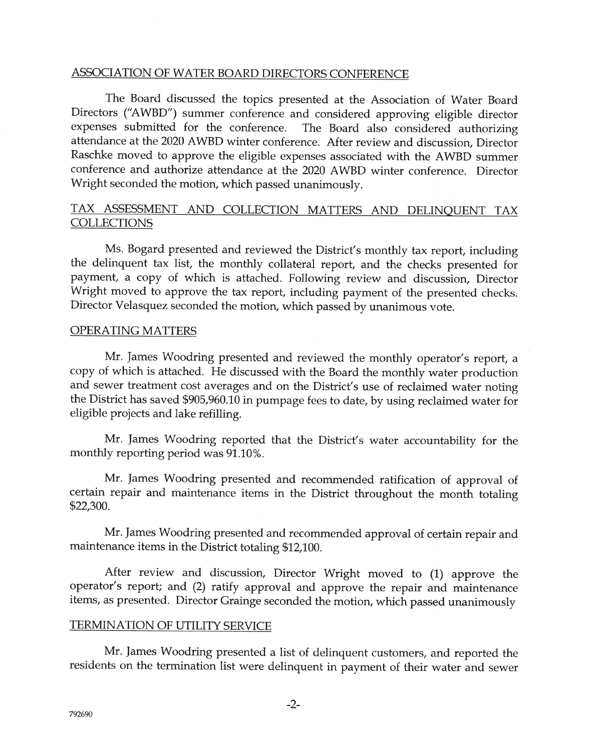## ASSOCIATION OF WATER BOARD DIRECTORS CONFERENCE

The Board discussed the topics presented at the Association of Water Board Directors ("AWBD") summer conference and considered approving eligible director expenses submitted for the conference. The Board also considered authorizing attendance at the 2020 AWBD winter conference. After review and discussion, Director Raschke moved to approve the eligible expenses associated with the AWBD summer conference and authorize attendance at the 2020 AWBD winter conference. Director Wright seconded the motion, which passed unanimously.

## TAX ASSESSMENT AND COLLECTION MATTERS AND DELINQUENT TAX COLLECTIONS

Ms. Bogard presented and reviewed the District's monthly tax report, including the delinquent tax list, the monthly collateral report, and the checks presented for payment, a copy of which is attached. Following review and discussion, Director Wright moved to approve the tax report, including payment of the presented checks. Director Velasquez seconded the motion, which passed by unanimous vote.

## OPERATING MATTERS

Mr. James Woodring presented and reviewed the monthly operator's report, a copy of which is attached. He discussed with the Board the monthly water production and sewer treatment cost averages and on the District's use of reclaimed water noting the District has saved $905,960.10 in pumpage fees to date, by using reclaimed water for eligible projects and lake refilling.

Mr. James Woodring reported that the District's water accountability for the monthly reporting period was 91.10%.

Mr. James Woodring presented and recommended ratification of approval of certain repair and maintenance items in the District throughout the month totaling $22,300.

Mr. James Woodring presented and recommended approval of certain repair and maintenance items in the District totaling $12,100.

After review and discussion, Director Wright moved to (1) approve the operator's report; and (2) ratify approval and approve the repair and maintenance items, as presented. Director Grainge seconded the motion, which passed unanimously

## TERMINATION OF UTILITY SERVICE

Mr. James Woodring presented a list of delinquent customers, and reported the residents on the termination list were delinquent in payment of their water and sewer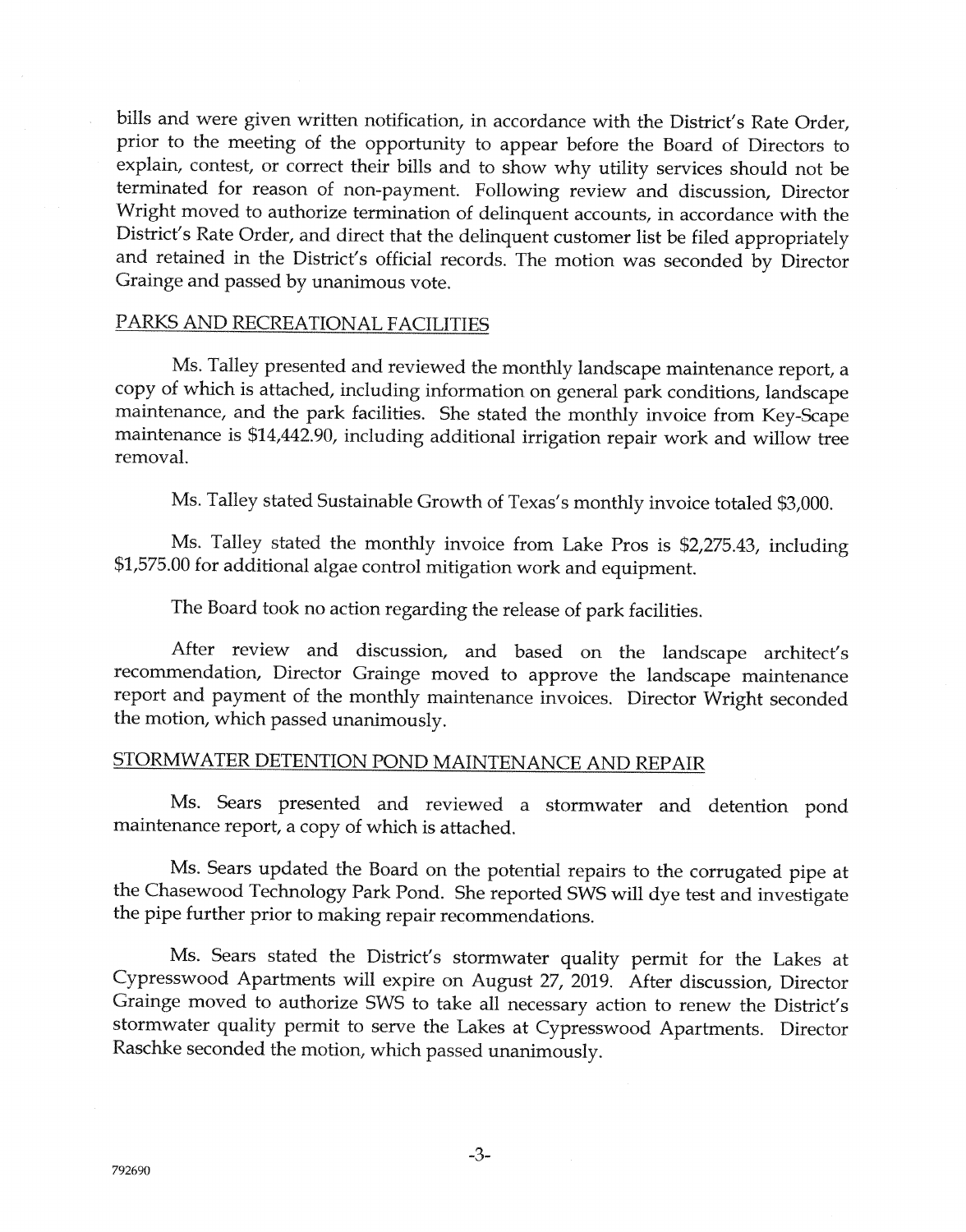bills and were given written notification, in accordance with the District's Rate Order, prior to the meeting of the opportunity to appear before the Board of Directors to explain, contest, or correct their bills and to show why utility services should not be terminated for reason of non-payment. Following review and discussion, Director Wright moved to authorize termination of delinquent accounts, in accordance with the District's Rate Order, and direct that the delinquent customer list be filed appropriately and retained in the District's official records. The motion was seconded by Director Grainge and passed by unanimous vote.

## PARKS AND RECREATIONAL FACILITIES

Ms. Talley presented and reviewed the monthly landscape maintenance report, a copy of which is attached, including information on general park conditions, landscape maintenance, and the park facilities. She stated the monthly invoice from Key-Scape maintenance is $14,442.90, including additional irrigation repair work and willow tree removal.

Ms. Talley stated Sustainable Growth of Texas's monthly invoice totaled $3,000.

Ms. Talley stated the monthly invoice from Lake Pros is $2,275.43, including $1,575.00 for additional algae control mitigation work and equipment.

The Board took no action regarding the release of park facilities.

After review and discussion, and based on the landscape architect's recommendation, Director Grainge moved to approve the landscape maintenance report and payment of the monthly maintenance invoices. Director Wright seconded the motion, which passed unanimously.

## STORMWATER DETENTION POND MAINTENANCE AND REPAIR

Ms. Sears presented and reviewed a stormwater and detention pond maintenance report, a copy of which is attached.

Ms. Sears updated the Board on the potential repairs to the corrugated pipe at the Chasewood Technology Park Pond. She reported SWS will dye test and investigate the pipe further prior to making repair recommendations.

Ms. Sears stated the District's stormwater quality permit for the Lakes at Cypresswood Apartments will expire on August 27, 2019. After discussion, Director Grainge moved to authorize SWS to take all necessary action to renew the District's stormwater quality permit to serve the Lakes at Cypresswood Apartments. Director Raschke seconded the motion, which passed unanimously.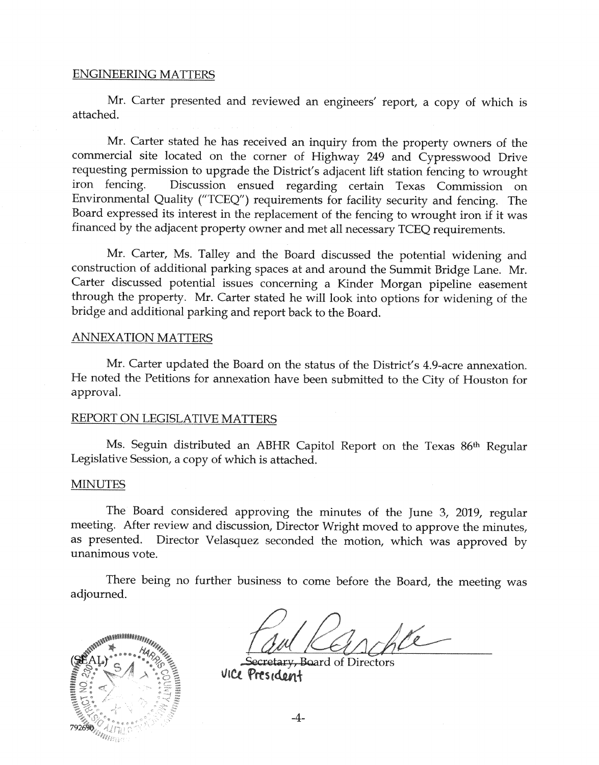## ENGINEERING MATTERS

Mr. Carter presented and reviewed an engineers' report, a copy of which is attached.

Mr. Carter stated he has received an inquiry from the property owners of the commercial site located on the corner of Highway 249 and Cypresswood Drive requesting permission to upgrade the District's adjacent lift station fencing to wrought iron fencing. Discussion ensued regarding certain Texas Commission on Environmental Quality ("TCEQ") requirements for facility security and fencing. The Board expressed its interest in the replacement of the fencing to wrought iron if it was financed by the adjacent property owner and met all necessary TCEQ requirements.

Mr. Carter, Ms. Talley and the Board discussed the potential widening and construction of additional parking spaces at and around the Summit Bridge Lane. Mr. Carter discussed potential issues concerning a Kinder Morgan pipeline easement through the property. Mr. Carter stated he will look into options for widening of the bridge and additional parking and report back to the Board.

## ANNEXATION MATTERS

Mr. Carter updated the Board on the status of the District's 4.9-acre annexation. He noted the Petitions for annexation have been submitted to the City of Houston for approval.

## REPORT ON LEGISLATIVE MATTERS

Ms. Seguin distributed an ABHR Capitol Report on the Texas 86th Regular Legislative Session, a copy of which is attached.

## MINUTES

The Board considered approving the minutes of the June 3, 2019, regular meeting. After review and discussion, Director Wright moved to approve the minutes, as presented. Director Velasquez seconded the motion, which was approved by unanimous vote.

There being no further business to come before the Board, the meeting was adjourned.

(SEAL)

~~Secretary,~~ Board of Directors
Vice President

792690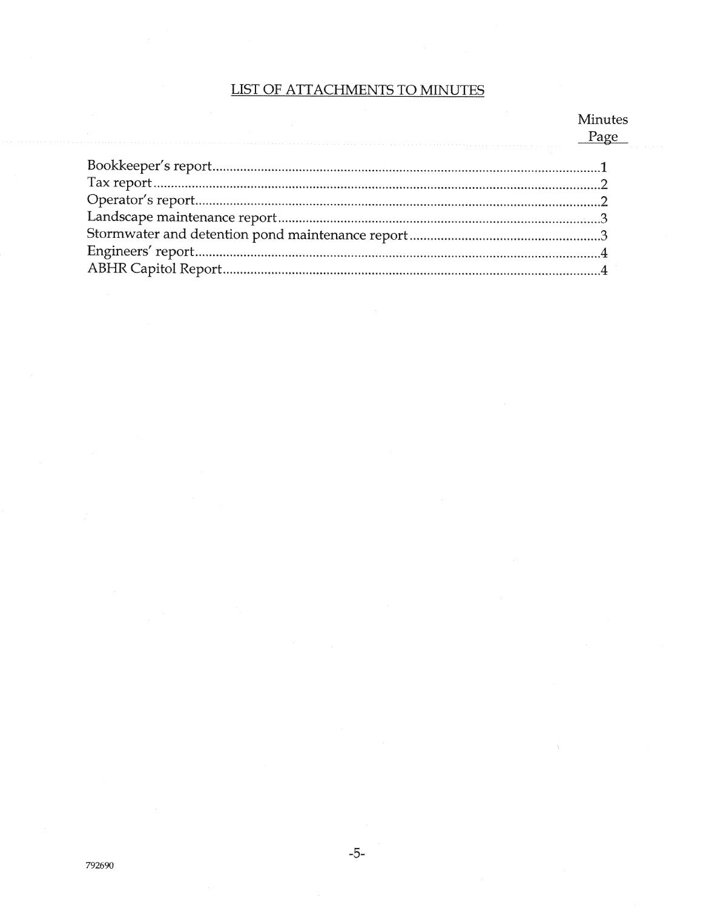## LIST OF ATTACHMENTS TO MINUTES

| | Minutes Page |
|---|---|
| Bookkeeper's report | 1 |
| Tax report | 2 |
| Operator's report | 2 |
| Landscape maintenance report | 3 |
| Stormwater and detention pond maintenance report | 3 |
| Engineers' report | 4 |
| ABHR Capitol Report | 4 |

792690